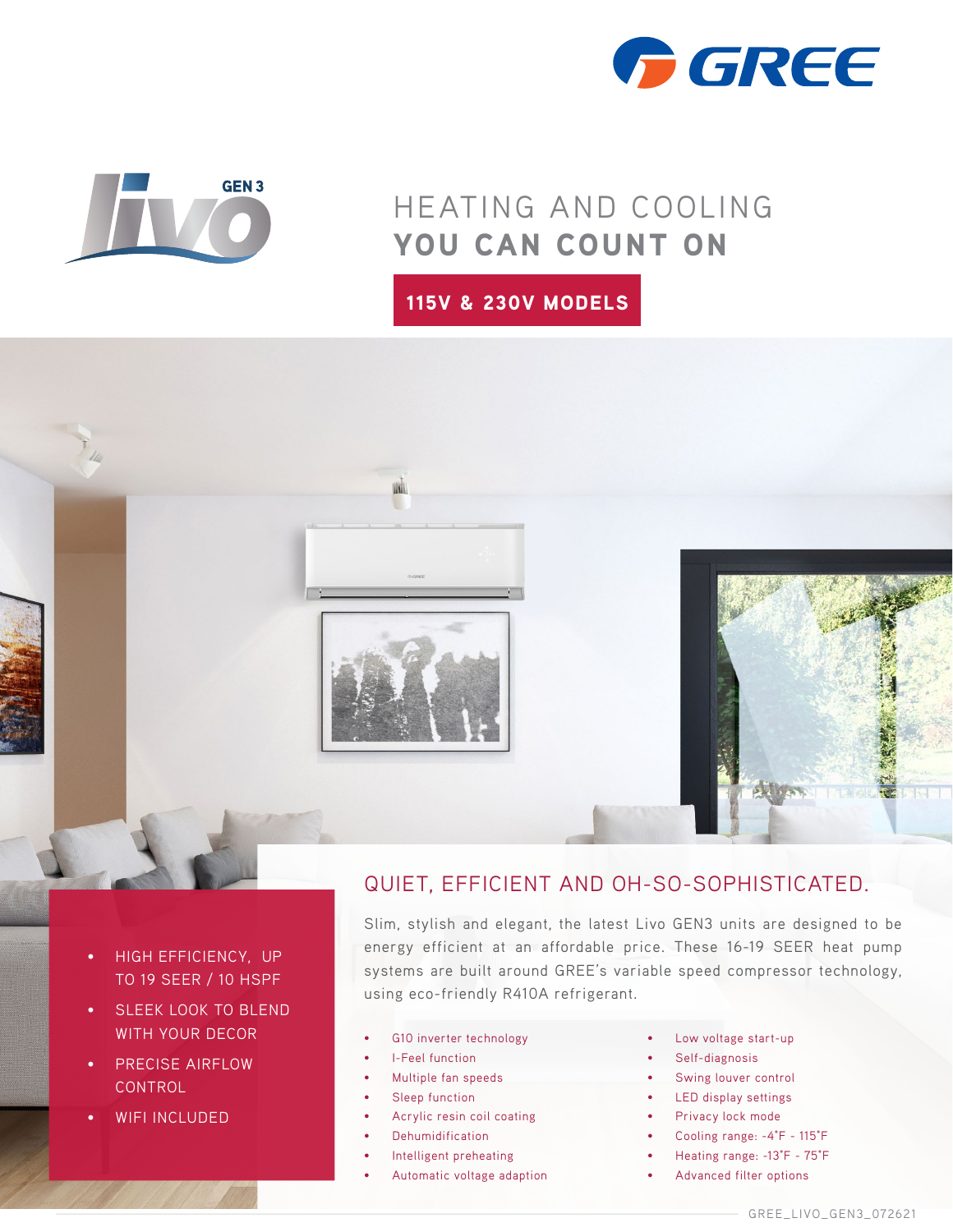# HEATING AND COOLING **YOU CAN COUNT ON**

**115V & 230V MODELS**

- HIGH EFFICIENCY, UP TO 19 SEER / 10 HSPF
- SLEEK LOOK TO BLEND WITH YOUR DECOR
- PRECISE AIRFLOW CONTROL
- WIFI INCLUDED

## QUIET, EFFICIENT AND OH-SO-SOPHISTICATED.

Slim, stylish and elegant, the latest Livo GEN3 units are designed to be energy efficient at an affordable price. These 16-19 SEER heat pump systems are built around GREE's variable speed compressor technology, using eco-friendly R410A refrigerant.

- G10 inverter technology
- I-Feel function
- Multiple fan speeds
- Sleep function
- Acrylic resin coil coating
- Dehumidification
- Intelligent preheating
- Automatic voltage adaption
- Low voltage start-up
- Self-diagnosis
- Swing louver control
- LED display settings
- Privacy lock mode
- Cooling range: -4°F - 115°F
- Heating range: -13°F - 75°F
- Advanced filter options

GREE_LIVO_GEN3_072621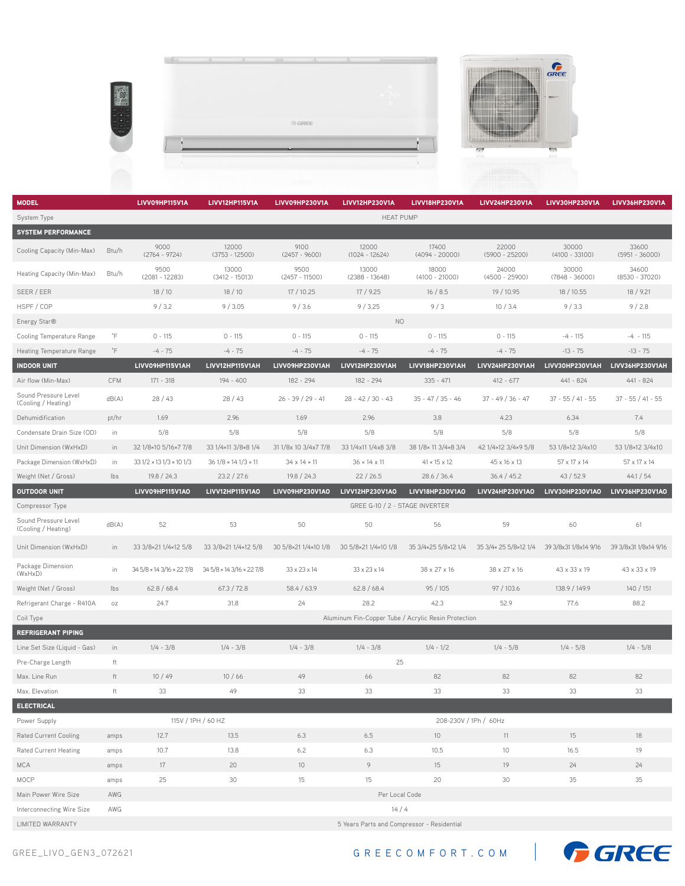| MODEL | | LIVV09HP115V1A | LIVV12HP115V1A | LIVV09HP230V1A | LIVV12HP230V1A | LIVV18HP230V1A | LIVV24HP230V1A | LIVV30HP230V1A | LIVV36HP230V1A |
|---|---|---|---|---|---|---|---|---|---|
| System Type | | HEAT PUMP | | | | | | | |
| **SYSTEM PERFORMANCE** | | | | | | | | | |
| Cooling Capacity (Min-Max) | Btu/h | 9000 (2764 - 9724) | 12000 (3753 - 12500) | 9100 (2457 - 9600) | 12000 (1024 - 12624) | 17400 (4094 - 20000) | 22000 (5900 - 25200) | 30000 (4100 - 33100) | 33600 (5951 - 36000) |
| Heating Capacity (Min-Max) | Btu/h | 9500 (2081 - 12283) | 13000 (3412 - 15013) | 9500 (2457 - 11500) | 13000 (2388 - 13648) | 18000 (4100 - 21000) | 24000 (4500 - 25900) | 30000 (7848 - 36000) | 34600 (8530 - 37020) |
| SEER / EER | | 18 / 10 | 18 / 10 | 17 / 10.25 | 17 / 9.25 | 16 / 8.5 | 19 / 10.95 | 18 / 10.55 | 18 / 9.21 |
| HSPF / COP | | 9 / 3.2 | 9 / 3.05 | 9 / 3.6 | 9 / 3.25 | 9 / 3 | 10 / 3.4 | 9 / 3.3 | 9 / 2.8 |
| Energy Star® | | NO | | | | | | | |
| Cooling Temperature Range | °F | 0 - 115 | 0 - 115 | 0 - 115 | 0 - 115 | 0 - 115 | 0 - 115 | -4 - 115 | -4 - 115 |
| Heating Temperature Range | °F | -4 - 75 | -4 - 75 | -4 - 75 | -4 - 75 | -4 - 75 | -4 - 75 | -13 - 75 | -13 - 75 |
| **INDOOR UNIT** | | LIVV09HP115V1AH | LIVV12HP115V1AH | LIVV09HP230V1AH | LIVV12HP230V1AH | LIVV18HP230V1AH | LIVV24HP230V1AH | LIVV30HP230V1AH | LIVV36HP230V1AH |
| Air flow (Min-Max) | CFM | 171 - 318 | 194 - 400 | 182 - 294 | 182 - 294 | 335 - 471 | 412 - 677 | 441 - 824 | 441 - 824 |
| Sound Pressure Level (Cooling / Heating) | dB(A) | 28 / 43 | 28 / 43 | 26 - 39 / 29 - 41 | 28 - 42 / 30 - 43 | 35 - 47 / 35 - 46 | 37 - 49 / 36 - 47 | 37 - 55 / 41 - 55 | 37 - 55 / 41 - 55 |
| Dehumidification | pt/hr | 1.69 | 2.96 | 1.69 | 2.96 | 3.8 | 4.23 | 6.34 | 7.4 |
| Condensate Drain Size (OD) | in | 5/8 | 5/8 | 5/8 | 5/8 | 5/8 | 5/8 | 5/8 | 5/8 |
| Unit Dimension (WxHxD) | in | 32 1/8x10 5/16x7 7/8 | 33 1/4x11 3/8x8 1/4 | 31 1/8x 10 3/4x7 7/8 | 33 1/4x11 1/4x8 3/8 | 38 1/8x 11 3/4x8 3/4 | 42 1/4x12 3/4x9 5/8 | 53 1/8x12 3/4x10 | 53 1/8x12 3/4x10 |
| Package Dimension (WxHxD) | in | 33 1/2 x 13 1/3 x 10 1/3 | 36 1/8 x 14 1/3 x 11 | 34 x 14 x 11 | 36 x 14 x 11 | 41 x 15 x 12 | 45 x 16 x 13 | 57 x 17 x 14 | 57 x 17 x 14 |
| Weight (Net / Gross) | lbs | 19.8 / 24.3 | 23.2 / 27.6 | 19.8 / 24.3 | 22 / 26.5 | 28.6 / 36.4 | 36.4 / 45.2 | 43 / 52.9 | 44.1 / 54 |
| **OUTDOOR UNIT** | | LIVV09HP115V1AO | LIVV12HP115V1AO | LIVV09HP230V1AO | LIVV12HP230V1AO | LIVV18HP230V1AO | LIVV24HP230V1AO | LIVV30HP230V1AO | LIVV36HP230V1AO |
| Compressor Type | | GREE G-10 / 2 - STAGE INVERTER | | | | | | | |
| Sound Pressure Level (Cooling / Heating) | dB(A) | 52 | 53 | 50 | 50 | 56 | 59 | 60 | 61 |
| Unit Dimension (WxHxD) | in | 33 3/8x21 1/4x12 5/8 | 33 3/8x21 1/4x12 5/8 | 30 5/8x21 1/4x10 1/8 | 30 5/8x21 1/4x10 1/8 | 35 3/4x25 5/8x12 1/4 | 35 3/4x 25 5/8x12 1/4 | 39 3/8x31 1/8x14 9/16 | 39 3/8x31 1/8x14 9/16 |
| Package Dimension (WxHxD) | in | 34 5/8 x 14 3/16 x 22 7/8 | 34 5/8 x 14 3/16 x 22 7/8 | 33 x 23 x 14 | 33 x 23 x 14 | 38 x 27 x 16 | 38 x 27 x 16 | 43 x 33 x 19 | 43 x 33 x 19 |
| Weight (Net / Gross) | lbs | 62.8 / 68.4 | 67.3 / 72.8 | 58.4 / 63.9 | 62.8 / 68.4 | 95 / 105 | 97 / 103.6 | 138.9 / 149.9 | 140 / 151 |
| Refrigerant Charge - R410A | oz | 24.7 | 31.8 | 24 | 28.2 | 42.3 | 52.9 | 77.6 | 88.2 |
| Coil Type | | Aluminum Fin-Copper Tube / Acrylic Resin Protection | | | | | | | |
| **REFRIGERANT PIPING** | | | | | | | | | |
| Line Set Size (Liquid - Gas) | in | 1/4 - 3/8 | 1/4 - 3/8 | 1/4 - 3/8 | 1/4 - 3/8 | 1/4 - 1/2 | 1/4 - 5/8 | 1/4 - 5/8 | 1/4 - 5/8 |
| Pre-Charge Length | ft | 25 | | | | | | | |
| Max. Line Run | ft | 10 / 49 | 10 / 66 | 49 | 66 | 82 | 82 | 82 | 82 |
| Max. Elevation | ft | 33 | 49 | 33 | 33 | 33 | 33 | 33 | 33 |
| **ELECTRICAL** | | | | | | | | | |
| Power Supply | | 115V / 1PH / 60 HZ | | 208-230V / 1Ph / 60Hz | | | | | |
| Rated Current Cooling | amps | 12.7 | 13.5 | 6.3 | 6.5 | 10 | 11 | 15 | 18 |
| Rated Current Heating | amps | 10.7 | 13.8 | 6.2 | 6.3 | 10.5 | 10 | 16.5 | 19 |
| MCA | amps | 17 | 20 | 10 | 9 | 15 | 19 | 24 | 24 |
| MOCP | amps | 25 | 30 | 15 | 15 | 20 | 30 | 35 | 35 |
| Main Power Wire Size | AWG | Per Local Code | | | | | | | |
| Interconnecting Wire Size | AWG | 14 / 4 | | | | | | | |
| LIMITED WARRANTY | | 5 Years Parts and Compressor - Residential | | | | | | | |

GREE_LIVO_GEN3_072621

GREECOMFORT.COM